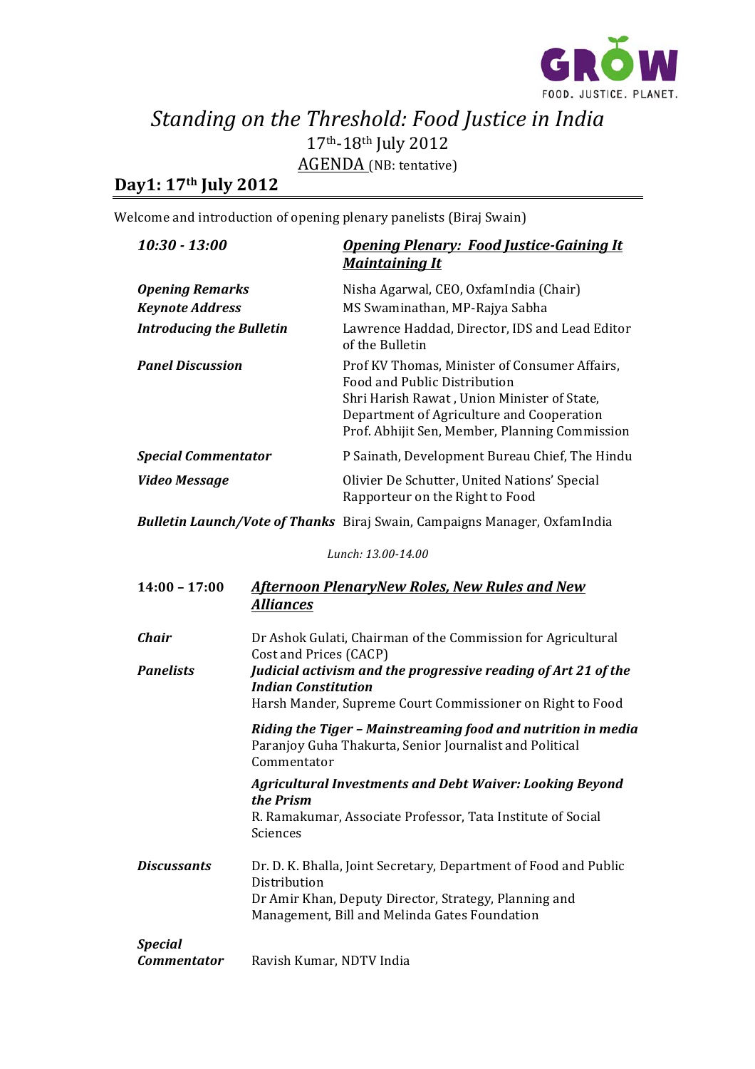GROW
FOOD. JUSTICE. PLANET.

# *Standing on the Threshold: Food Justice in India*

17th-18th July 2012

AGENDA (NB: tentative)

## Day1: 17th July 2012

Welcome and introduction of opening plenary panelists (Biraj Swain)

| ***10:30 - 13:00*** | ***Opening Plenary: Food Justice-Gaining It Maintaining It*** |
|---|---|
| ***Opening Remarks*** | Nisha Agarwal, CEO, OxfamIndia (Chair) |
| ***Keynote Address*** | MS Swaminathan, MP-Rajya Sabha |
| ***Introducing the Bulletin*** | Lawrence Haddad, Director, IDS and Lead Editor of the Bulletin |
| ***Panel Discussion*** | Prof KV Thomas, Minister of Consumer Affairs, Food and Public Distribution<br>Shri Harish Rawat , Union Minister of State, Department of Agriculture and Cooperation<br>Prof. Abhijit Sen, Member, Planning Commission |
| ***Special Commentator*** | P Sainath, Development Bureau Chief, The Hindu |
| ***Video Message*** | Olivier De Schutter, United Nations' Special Rapporteur on the Right to Food |
| ***Bulletin Launch/Vote of Thanks*** | Biraj Swain, Campaigns Manager, OxfamIndia |

*Lunch: 13.00-14.00*

| **14:00 – 17:00** | ***Afternoon PlenaryNew Roles, New Rules and New Alliances*** |
|---|---|
| ***Chair*** | Dr Ashok Gulati, Chairman of the Commission for Agricultural Cost and Prices (CACP) |
| ***Panelists*** | ***Judicial activism and the progressive reading of Art 21 of the Indian Constitution***<br>Harsh Mander, Supreme Court Commissioner on Right to Food |
| | ***Riding the Tiger – Mainstreaming food and nutrition in media***<br>Paranjoy Guha Thakurta, Senior Journalist and Political Commentator |
| | ***Agricultural Investments and Debt Waiver: Looking Beyond the Prism***<br>R. Ramakumar, Associate Professor, Tata Institute of Social Sciences |
| ***Discussants*** | Dr. D. K. Bhalla, Joint Secretary, Department of Food and Public Distribution<br>Dr Amir Khan, Deputy Director, Strategy, Planning and Management, Bill and Melinda Gates Foundation |
| ***Special Commentator*** | Ravish Kumar, NDTV India |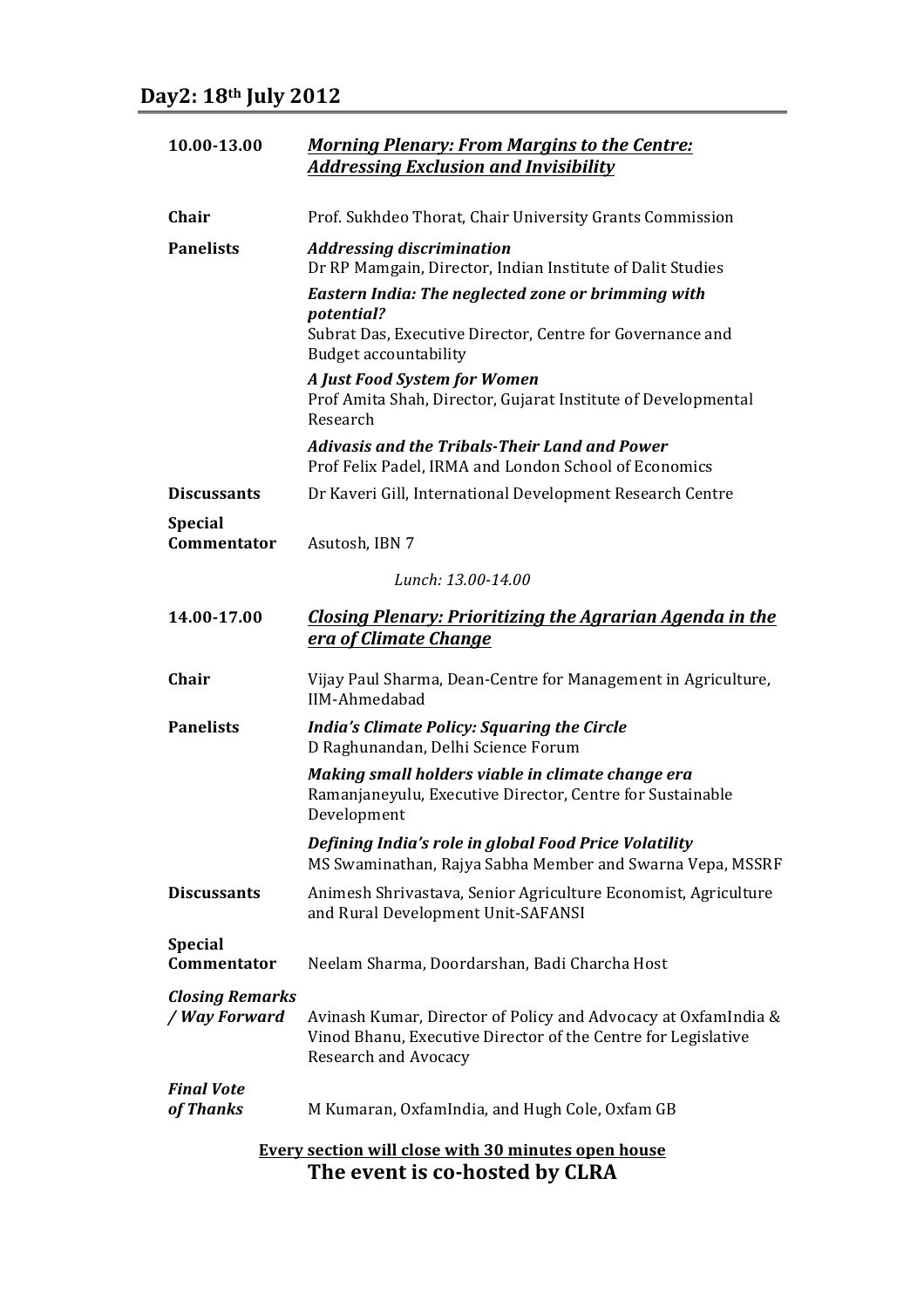## Day2: 18th July 2012

| | |
|---|---|
| **10.00-13.00** | ***Morning Plenary: From Margins to the Centre: Addressing Exclusion and Invisibility*** |
| **Chair** | Prof. Sukhdeo Thorat, Chair University Grants Commission |
| **Panelists** | ***Addressing discrimination*** Dr RP Mamgain, Director, Indian Institute of Dalit Studies |
| | ***Eastern India: The neglected zone or brimming with potential?*** Subrat Das, Executive Director, Centre for Governance and Budget accountability |
| | ***A Just Food System for Women*** Prof Amita Shah, Director, Gujarat Institute of Developmental Research |
| | ***Adivasis and the Tribals-Their Land and Power*** Prof Felix Padel, IRMA and London School of Economics |
| **Discussants** | Dr Kaveri Gill, International Development Research Centre |
| **Special Commentator** | Asutosh, IBN 7 |
| | *Lunch: 13.00-14.00* |
| **14.00-17.00** | ***Closing Plenary: Prioritizing the Agrarian Agenda in the era of Climate Change*** |
| **Chair** | Vijay Paul Sharma, Dean-Centre for Management in Agriculture, IIM-Ahmedabad |
| **Panelists** | ***India's Climate Policy: Squaring the Circle*** D Raghunandan, Delhi Science Forum |
| | ***Making small holders viable in climate change era*** Ramanjaneyulu, Executive Director, Centre for Sustainable Development |
| | ***Defining India's role in global Food Price Volatility*** MS Swaminathan, Rajya Sabha Member and Swarna Vepa, MSSRF |
| **Discussants** | Animesh Shrivastava, Senior Agriculture Economist, Agriculture and Rural Development Unit-SAFANSI |
| **Special Commentator** | Neelam Sharma, Doordarshan, Badi Charcha Host |
| ***Closing Remarks / Way Forward*** | Avinash Kumar, Director of Policy and Advocacy at OxfamIndia & Vinod Bhanu, Executive Director of the Centre for Legislative Research and Avocacy |
| ***Final Vote of Thanks*** | M Kumaran, OxfamIndia, and Hugh Cole, Oxfam GB |

**Every section will close with 30 minutes open house**

**The event is co-hosted by CLRA**